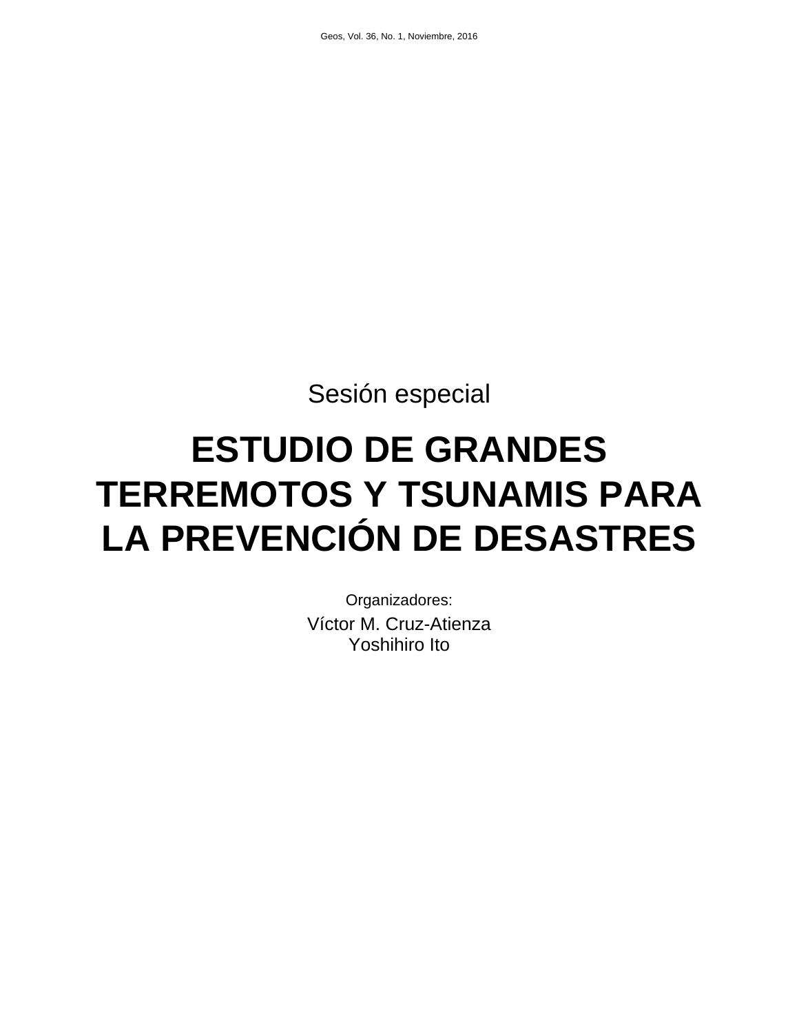Sesión especial

# ESTUDIO DE GRANDES TERREMOTOS Y TSUNAMIS PARA LA PREVENCIÓN DE DESASTRES

Organizadores:

Víctor M. Cruz-Atienza
Yoshihiro Ito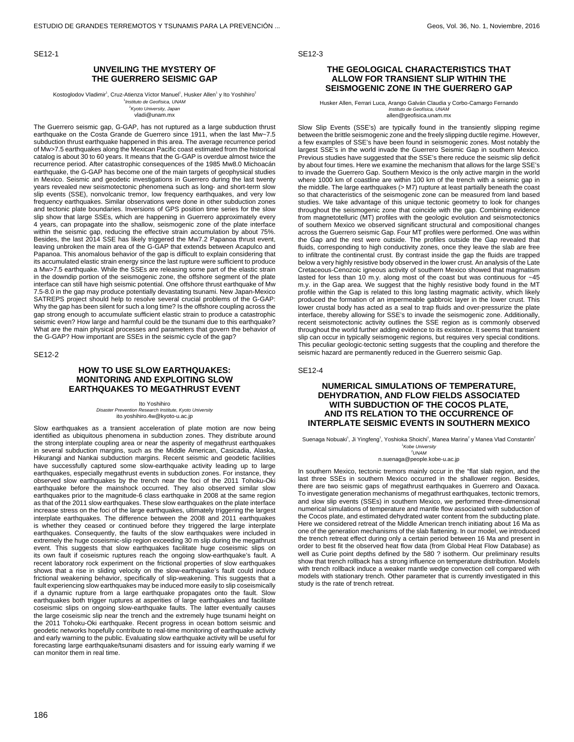SE12-1

## UNVEILING THE MYSTERY OF THE GUERRERO SEISMIC GAP

Kostoglodov Vladimir[1], Cruz-Atienza Víctor Manuel[1], Husker Allen[1] y Ito Yoshihiro[2]
[1]*Instituto de Geofísica, UNAM*
[2]*Kyoto University, Japan*
vladi@unam.mx

The Guerrero seismic gap, G-GAP, has not ruptured as a large subduction thrust earthquake on the Costa Grande de Guerrero since 1911, when the last Mw~7.5 subduction thrust earthquake happened in this area. The average recurrence period of Mw>7.5 earthquakes along the Mexican Pacific coast estimated from the historical catalog is about 30 to 60 years. It means that the G-GAP is overdue almost twice the recurrence period. After catastrophic consequences of the 1985 Mw8.0 Michoacán earthquake, the G-GAP has become one of the main targets of geophysical studies in Mexico. Seismic and geodetic investigations in Guerrero during the last twenty years revealed new seismotectonic phenomena such as long- and short-term slow slip events (SSE), nonvolcanic tremor, low frequency earthquakes, and very low frequency earthquakes. Similar observations were done in other subduction zones and tectonic plate boundaries. Inversions of GPS position time series for the slow slip show that large SSEs, which are happening in Guerrero approximately every 4 years, can propagate into the shallow, seismogenic zone of the plate interface within the seismic gap, reducing the effective strain accumulation by about 75%. Besides, the last 2014 SSE has likely triggered the Mw7.2 Papanoa thrust event, leaving unbroken the main area of the G-GAP that extends between Acapulco and Papanoa. This anomalous behavior of the gap is difficult to explain considering that its accumulated elastic strain energy since the last rupture were sufficient to produce a Mw>7.5 earthquake. While the SSEs are releasing some part of the elastic strain in the downdip portion of the seismogenic zone, the offshore segment of the plate interface can still have high seismic potential. One offshore thrust earthquake of Mw 7.5-8.0 in the gap may produce potentially devastating tsunami. New Japan-Mexico SATREPS project should help to resolve several crucial problems of the G-GAP: Why the gap has been silent for such a long time? Is the offshore coupling across the gap strong enough to accumulate sufficient elastic strain to produce a catastrophic seismic even? How large and harmful could be the tsunami due to this earthquake? What are the main physical processes and parameters that govern the behavior of the G-GAP? How important are SSEs in the seismic cycle of the gap?

SE12-2

## HOW TO USE SLOW EARTHQUAKES: MONITORING AND EXPLOITING SLOW EARTHQUAKES TO MEGATHRUST EVENT

Ito Yoshihiro
*Disaster Prevention Research Institute, Kyoto University*
ito.yoshihiro.4w@kyoto-u.ac.jp

Slow earthquakes as a transient acceleration of plate motion are now being identified as ubiquitous phenomena in subduction zones. They distribute around the strong interplate coupling area or near the asperity of megathrust earthquakes in several subduction margins, such as the Middle American, Casicadia, Alaska, Hikurangi and Nankai subduction margins. Recent seismic and geodetic facilities have successfully captured some slow-earthquake activity leading up to large earthquakes, especially megathrust events in subduction zones. For instance, they observed slow earthquakes by the trench near the foci of the 2011 Tohoku-Oki earthquake before the mainshock occurred. They also observed similar slow earthquakes prior to the magnitude-6 class earthquake in 2008 at the same region as that of the 2011 slow earthquakes. These slow earthquakes on the plate interface increase stress on the foci of the large earthquakes, ultimately triggering the largest interplate earthquakes. The difference between the 2008 and 2011 earthquakes is whether they ceased or continued before they triggered the large interplate earthquakes. Consequently, the faults of the slow earthquakes were included in extremely the huge coseismic-slip region exceeding 30 m slip during the megathrust event. This suggests that slow earthquakes facilitate huge coseismic slips on its own fault if coseismic ruptures reach the ongoing slow-earthquake's fault. A recent laboratory rock experiment on the frictional properties of slow earthquakes shows that a rise in sliding velocity on the slow-earthquake's fault could induce frictional weakening behavior, specifically of slip-weakening. This suggests that a fault experiencing slow earthquakes may be induced more easily to slip coseismically if a dynamic rupture from a large earthquake propagates onto the fault. Slow earthquakes both trigger ruptures at asperities of large earthquakes and facilitate coseismic slips on ongoing slow-earthquake faults. The latter eventually causes the large coseismic slip near the trench and the extremely huge tsunami height on the 2011 Tohoku-Oki earthquake. Recent progress in ocean bottom seismic and geodetic networks hopefully contribute to real-time monitoring of earthquake activity and early warning to the public. Evaluating slow earthquake activity will be useful for forecasting large earthquake/tsunami disasters and for issuing early warning if we can monitor them in real time.

SE12-3

## THE GEOLOGICAL CHARACTERISTICS THAT ALLOW FOR TRANSIENT SLIP WITHIN THE SEISMOGENIC ZONE IN THE GUERRERO GAP

Husker Allen, Ferrari Luca, Arango Galván Claudia y Corbo-Camargo Fernando
*Instituto de Geofísica, UNAM*
allen@geofisica.unam.mx

Slow Slip Events (SSE's) are typically found in the transiently slipping regime between the brittle seismogenic zone and the freely slipping ductile regime. However, a few examples of SSE's have been found in seismogenic zones. Most notably the largest SSE's in the world invade the Guerrero Seismic Gap in southern Mexico. Previous studies have suggested that the SSE's there reduce the seismic slip deficit by about four times. Here we examine the mechanism that allows for the large SSE's to invade the Guerrero Gap. Southern Mexico is the only active margin in the world where 1000 km of coastline are within 100 km of the trench with a seismic gap in the middle. The large earthquakes (> M7) rupture at least partially beneath the coast so that characteristics of the seismogenic zone can be measured from land based studies. We take advantage of this unique tectonic geometry to look for changes throughout the seismogenic zone that coincide with the gap. Combining evidence from magnetotelluric (MT) profiles with the geologic evolution and seismotectonics of southern Mexico we observed significant structural and compositional changes across the Guerrero seismic Gap. Four MT profiles were performed. One was within the Gap and the rest were outside. The profiles outside the Gap revealed that fluids, corresponding to high conductivity zones, once they leave the slab are free to infiltrate the continental crust. By contrast inside the gap the fluids are trapped below a very highly resistive body observed in the lower crust. An analysis of the Late Cretaceous-Cenozoic igneous activity of southern Mexico showed that magmatism lasted for less than 10 m.y. along most of the coast but was continuous for ~45 m.y. in the Gap area. We suggest that the highly resistive body found in the MT profile within the Gap is related to this long lasting magmatic activity, which likely produced the formation of an impermeable gabbroic layer in the lower crust. This lower crustal body has acted as a seal to trap fluids and over-pressurize the plate interface, thereby allowing for SSE's to invade the seismogenic zone. Additionally, recent seismotectonic activity outlines the SSE region as is commonly observed throughout the world further adding evidence to its existence. It seems that transient slip can occur in typically seismogenic regions, but requires very special conditions. This peculiar geologic-tectonic setting suggests that the coupling and therefore the seismic hazard are permanently reduced in the Guerrero seismic Gap.

SE12-4

## NUMERICAL SIMULATIONS OF TEMPERATURE, DEHYDRATION, AND FLOW FIELDS ASSOCIATED WITH SUBDUCTION OF THE COCOS PLATE, AND ITS RELATION TO THE OCCURRENCE OF INTERPLATE SEISMIC EVENTS IN SOUTHERN MEXICO

Suenaga Nobuaki[1], Ji Yingfeng[1], Yoshioka Shoichi[1], Manea Marina[2] y Manea Vlad Constantin[2]
[1]*Kobe University*
[2]*UNAM*
n.suenaga@people.kobe-u.ac.jp

In southern Mexico, tectonic tremors mainly occur in the "flat slab region, and the last three SSEs in southern Mexico occurred in the shallower region. Besides, there are two seismic gaps of megathrust earthquakes in Guerrero and Oaxaca. To investigate generation mechanisms of megathrust earthquakes, tectonic tremors, and slow slip events (SSEs) in southern Mexico, we performed three-dimensional numerical simulations of temperature and mantle flow associated with subduction of the Cocos plate, and estimated dehydrated water content from the subducting plate. Here we considered retreat of the Middle American trench initiating about 16 Ma as one of the generation mechanisms of the slab flattening. In our model, we introduced the trench retreat effect during only a certain period between 16 Ma and present in order to best fit the observed heat flow data (from Global Heat Flow Database) as well as Curie point depths defined by the 580 ? isotherm. Our preliminary results show that trench rollback has a strong influence on temperature distribution. Models with trench rollback induce a weaker mantle wedge convection cell compared with models with stationary trench. Other parameter that is currently investigated in this study is the rate of trench retreat.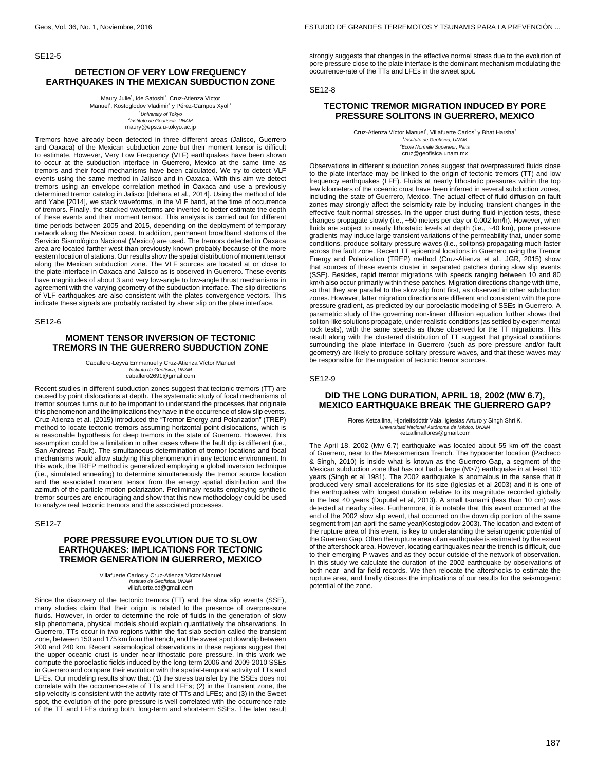SE12-5

## DETECTION OF VERY LOW FREQUENCY EARTHQUAKES IN THE MEXICAN SUBDUCTION ZONE

Maury Julie[1], Ide Satoshi[1], Cruz-Atienza Víctor Manuel[2], Kostoglodov Vladimir[2] y Pérez-Campos Xyoli[2]
[1]*University of Tokyo*
[2]*Instituto de Geofísica, UNAM*
maury@eps.s.u-tokyo.ac.jp

Tremors have already been detected in three different areas (Jalisco, Guerrero and Oaxaca) of the Mexican subduction zone but their moment tensor is difficult to estimate. However, Very Low Frequency (VLF) earthquakes have been shown to occur at the subduction interface in Guerrero, Mexico at the same time as tremors and their focal mechanisms have been calculated. We try to detect VLF events using the same method in Jalisco and in Oaxaca. With this aim we detect tremors using an envelope correlation method in Oaxaca and use a previously determined tremor catalog in Jalisco [Idehara et al., 2014]. Using the method of Ide and Yabe [2014], we stack waveforms, in the VLF band, at the time of occurrence of tremors. Finally, the stacked waveforms are inverted to better estimate the depth of these events and their moment tensor. This analysis is carried out for different time periods between 2005 and 2015, depending on the deployment of temporary network along the Mexican coast. In addition, permanent broadband stations of the Servicio Sismológico Nacional (Mexico) are used. The tremors detected in Oaxaca area are located farther west than previously known probably because of the more eastern location of stations. Our results show the spatial distribution of moment tensor along the Mexican subduction zone. The VLF sources are located at or close to the plate interface in Oaxaca and Jalisco as is observed in Guerrero. These events have magnitudes of about 3 and very low-angle to low-angle thrust mechanisms in agreement with the varying geometry of the subduction interface. The slip directions of VLF earthquakes are also consistent with the plates convergence vectors. This indicate these signals are probably radiated by shear slip on the plate interface.

SE12-6

## MOMENT TENSOR INVERSION OF TECTONIC TREMORS IN THE GUERRERO SUBDUCTION ZONE

Caballero-Leyva Emmanuel y Cruz-Atienza Víctor Manuel
*Instituto de Geofísica, UNAM*
caballero2691@gmail.com

Recent studies in different subduction zones suggest that tectonic tremors (TT) are caused by point dislocations at depth. The systematic study of focal mechanisms of tremor sources turns out to be important to understand the processes that originate this phenomenon and the implications they have in the occurrence of slow slip events. Cruz-Atienza et al. (2015) introduced the "Tremor Energy and Polarization" (TREP) method to locate tectonic tremors assuming horizontal point dislocations, which is a reasonable hypothesis for deep tremors in the state of Guerrero. However, this assumption could be a limitation in other cases where the fault dip is different (i.e., San Andreas Fault). The simultaneous determination of tremor locations and focal mechanisms would allow studying this phenomenon in any tectonic environment. In this work, the TREP method is generalized employing a global inversion technique (i.e., simulated annealing) to determine simultaneously the tremor source location and the associated moment tensor from the energy spatial distribution and the azimuth of the particle motion polarization. Preliminary results employing synthetic tremor sources are encouraging and show that this new methodology could be used to analyze real tectonic tremors and the associated processes.

SE12-7

## PORE PRESSURE EVOLUTION DUE TO SLOW EARTHQUAKES: IMPLICATIONS FOR TECTONIC TREMOR GENERATION IN GUERRERO, MEXICO

Villafuerte Carlos y Cruz-Atienza Víctor Manuel
*Instituto de Geofísica, UNAM*
villafuerte.cd@gmail.com

Since the discovery of the tectonic tremors (TT) and the slow slip events (SSE), many studies claim that their origin is related to the presence of overpressure fluids. However, in order to determine the role of fluids in the generation of slow slip phenomena, physical models should explain quantitatively the observations. In Guerrero, TTs occur in two regions within the flat slab section called the transient zone, between 150 and 175 km from the trench, and the sweet spot downdip between 200 and 240 km. Recent seismological observations in these regions suggest that the upper oceanic crust is under near-lithostatic pore pressure. In this work we compute the poroelastic fields induced by the long-term 2006 and 2009-2010 SSEs in Guerrero and compare their evolution with the spatial-temporal activity of TTs and LFEs. Our modeling results show that: (1) the stress transfer by the SSEs does not correlate with the occurrence-rate of TTs and LFEs; (2) in the Transient zone, the slip velocity is consistent with the activity rate of TTs and LFEs; and (3) in the Sweet spot, the evolution of the pore pressure is well correlated with the occurrence rate of the TT and LFEs during both, long-term and short-term SSEs. The later result strongly suggests that changes in the effective normal stress due to the evolution of pore pressure close to the plate interface is the dominant mechanism modulating the occurrence-rate of the TTs and LFEs in the sweet spot.

SE12-8

## TECTONIC TREMOR MIGRATION INDUCED BY PORE PRESSURE SOLITONS IN GUERRERO, MEXICO

Cruz-Atienza Víctor Manuel[1], Villafuerte Carlos[1] y Bhat Harsha[2]
[1]*Instituto de Geofísica, UNAM*
[2]*Ecole Normale Superieur, Paris*
cruz@geofisica.unam.mx

Observations in different subduction zones suggest that overpressured fluids close to the plate interface may be linked to the origin of tectonic tremors (TT) and low frequency earthquakes (LFE). Fluids at nearly lithostatic pressures within the top few kilometers of the oceanic crust have been inferred in several subduction zones, including the state of Guerrero, Mexico. The actual effect of fluid diffusion on fault zones may strongly affect the seismicity rate by inducing transient changes in the effective fault-normal stresses. In the upper crust during fluid-injection tests, these changes propagate slowly (i.e., ~50 meters per day or 0.002 km/h). However, when fluids are subject to nearly lithostatic levels at depth (i.e., ~40 km), pore pressure gradients may induce large transient variations of the permeability that, under some conditions, produce solitary pressure waves (i.e., solitons) propagating much faster across the fault zone. Recent TT epicentral locations in Guerrero using the Tremor Energy and Polarization (TREP) method (Cruz-Atienza et al., JGR, 2015) show that sources of these events cluster in separated patches during slow slip events (SSE). Besides, rapid tremor migrations with speeds ranging between 10 and 80 km/h also occur primarily within these patches. Migration directions change with time, so that they are parallel to the slow slip front first, as observed in other subduction zones. However, latter migration directions are different and consistent with the pore pressure gradient, as predicted by our poroelastic modeling of SSEs in Guerrero. A parametric study of the governing non-linear diffusion equation further shows that soliton-like solutions propagate, under realistic conditions (as settled by experimental rock tests), with the same speeds as those observed for the TT migrations. This result along with the clustered distribution of TT suggest that physical conditions surrounding the plate interface in Guerrero (such as pore pressure and/or fault geometry) are likely to produce solitary pressure waves, and that these waves may be responsible for the migration of tectonic tremor sources.

SE12-9

## DID THE LONG DURATION, APRIL 18, 2002 (MW 6.7), MEXICO EARTHQUAKE BREAK THE GUERRERO GAP?

Flores Ketzallina, Hjorleifsdóttir Vala, Iglesias Arturo y Singh Shri K.
*Universidad Nacional Autónoma de México, UNAM*
ketzallinaflores@gmail.com

The April 18, 2002 (Mw 6.7) earthquake was located about 55 km off the coast of Guerrero, near to the Mesoamerican Trench. The hypocenter location (Pacheco & Singh, 2010) is inside what is known as the Guerrero Gap, a segment of the Mexican subduction zone that has not had a large (M>7) earthquake in at least 100 years (Singh et al 1981). The 2002 earthquake is anomalous in the sense that it produced very small accelerations for its size (Iglesias et al 2003) and it is one of the earthquakes with longest duration relative to its magnitude recorded globally in the last 40 years (Duputel et al, 2013). A small tsunami (less than 10 cm) was detected at nearby sites. Furthermore, it is notable that this event occurred at the end of the 2002 slow slip event, that occurred on the down dip portion of the same segment from jan-april the same year(Kostoglodov 2003). The location and extent of the rupture area of this event, is key to understanding the seismogenic potential of the Guerrero Gap. Often the rupture area of an earthquake is estimated by the extent of the aftershock area. However, locating earthquakes near the trench is difficult, due to their emerging P-waves and as they occur outside of the network of observation. In this study we calculate the duration of the 2002 earthquake by observations of both near- and far-field records. We then relocate the aftershocks to estimate the rupture area, and finally discuss the implications of our results for the seismogenic potential of the zone.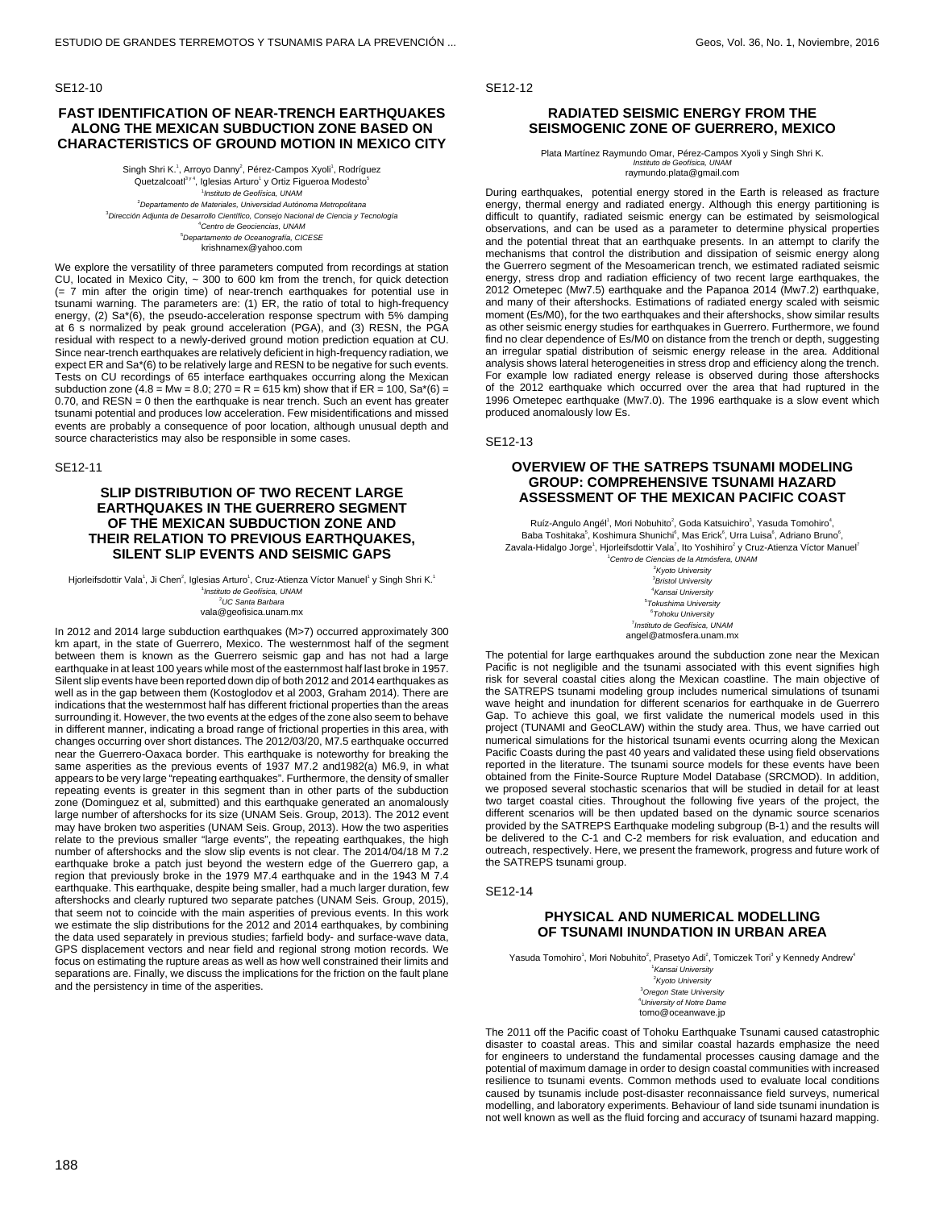SE12-10

## FAST IDENTIFICATION OF NEAR-TRENCH EARTHQUAKES ALONG THE MEXICAN SUBDUCTION ZONE BASED ON CHARACTERISTICS OF GROUND MOTION IN MEXICO CITY

Singh Shri K.[1], Arroyo Danny[2], Pérez-Campos Xyoli[1], Rodríguez Quetzalcoatl[3 y 4], Iglesias Arturo[1] y Ortiz Figueroa Modesto[5]

[1]*Instituto de Geofísica, UNAM*
[2]*Departamento de Materiales, Universidad Autónoma Metropolitana*
[3]*Dirección Adjunta de Desarrollo Científico, Consejo Nacional de Ciencia y Tecnología*
[4]*Centro de Geociencias, UNAM*
[5]*Departamento de Oceanografía, CICESE*
krishnamex@yahoo.com

We explore the versatility of three parameters computed from recordings at station CU, located in Mexico City, ~ 300 to 600 km from the trench, for quick detection (= 7 min after the origin time) of near-trench earthquakes for potential use in tsunami warning. The parameters are: (1) ER, the ratio of total to high-frequency energy, (2) Sa*(6), the pseudo-acceleration response spectrum with 5% damping at 6 s normalized by peak ground acceleration (PGA), and (3) RESN, the PGA residual with respect to a newly-derived ground motion prediction equation at CU. Since near-trench earthquakes are relatively deficient in high-frequency radiation, we expect ER and Sa*(6) to be relatively large and RESN to be negative for such events. Tests on CU recordings of 65 interface earthquakes occurring along the Mexican subduction zone (4.8 = Mw = 8.0; 270 = R = 615 km) show that if ER = 100, Sa*(6) = 0.70, and RESN = 0 then the earthquake is near trench. Such an event has greater tsunami potential and produces low acceleration. Few misidentifications and missed events are probably a consequence of poor location, although unusual depth and source characteristics may also be responsible in some cases.

SE12-11

## SLIP DISTRIBUTION OF TWO RECENT LARGE EARTHQUAKES IN THE GUERRERO SEGMENT OF THE MEXICAN SUBDUCTION ZONE AND THEIR RELATION TO PREVIOUS EARTHQUAKES, SILENT SLIP EVENTS AND SEISMIC GAPS

Hjorleifsdottir Vala[1], Ji Chen[2], Iglesias Arturo[1], Cruz-Atienza Víctor Manuel[1] y Singh Shri K.[1]

[1]*Instituto de Geofísica, UNAM*
[2]*UC Santa Barbara*
vala@geofisica.unam.mx

In 2012 and 2014 large subduction earthquakes (M>7) occurred approximately 300 km apart, in the state of Guerrero, Mexico. The westernmost half of the segment between them is known as the Guerrero seismic gap and has not had a large earthquake in at least 100 years while most of the easternmost half last broke in 1957. Silent slip events have been reported down dip of both 2012 and 2014 earthquakes as well as in the gap between them (Kostoglodov et al 2003, Graham 2014). There are indications that the westernmost half has different frictional properties than the areas surrounding it. However, the two events at the edges of the zone also seem to behave in different manner, indicating a broad range of frictional properties in this area, with changes occurring over short distances. The 2012/03/20, M7.5 earthquake occurred near the Guerrero-Oaxaca border. This earthquake is noteworthy for breaking the same asperities as the previous events of 1937 M7.2 and1982(a) M6.9, in what appears to be very large "repeating earthquakes". Furthermore, the density of smaller repeating events is greater in this segment than in other parts of the subduction zone (Dominguez et al, submitted) and this earthquake generated an anomalously large number of aftershocks for its size (UNAM Seis. Group, 2013). The 2012 event may have broken two asperities (UNAM Seis. Group, 2013). How the two asperities relate to the previous smaller "large events", the repeating earthquakes, the high number of aftershocks and the slow slip events is not clear. The 2014/04/18 M 7.2 earthquake broke a patch just beyond the western edge of the Guerrero gap, a region that previously broke in the 1979 M7.4 earthquake and in the 1943 M 7.4 earthquake. This earthquake, despite being smaller, had a much larger duration, few aftershocks and clearly ruptured two separate patches (UNAM Seis. Group, 2015), that seem not to coincide with the main asperities of previous events. In this work we estimate the slip distributions for the 2012 and 2014 earthquakes, by combining the data used separately in previous studies; farfield body- and surface-wave data, GPS displacement vectors and near field and regional strong motion records. We focus on estimating the rupture areas as well as how well constrained their limits and separations are. Finally, we discuss the implications for the friction on the fault plane and the persistency in time of the asperities.

SE12-12

## RADIATED SEISMIC ENERGY FROM THE SEISMOGENIC ZONE OF GUERRERO, MEXICO

Plata Martínez Raymundo Omar, Pérez-Campos Xyoli y Singh Shri K.

*Instituto de Geofísica, UNAM*
raymundo.plata@gmail.com

During earthquakes, potential energy stored in the Earth is released as fracture energy, thermal energy and radiated energy. Although this energy partitioning is difficult to quantify, radiated seismic energy can be estimated by seismological observations, and can be used as a parameter to determine physical properties and the potential threat that an earthquake presents. In an attempt to clarify the mechanisms that control the distribution and dissipation of seismic energy along the Guerrero segment of the Mesoamerican trench, we estimated radiated seismic energy, stress drop and radiation efficiency of two recent large earthquakes, the 2012 Ometepec (Mw7.5) earthquake and the Papanoa 2014 (Mw7.2) earthquake, and many of their aftershocks. Estimations of radiated energy scaled with seismic moment (Es/M0), for the two earthquakes and their aftershocks, show similar results as other seismic energy studies for earthquakes in Guerrero. Furthermore, we found find no clear dependence of Es/M0 on distance from the trench or depth, suggesting an irregular spatial distribution of seismic energy release in the area. Additional analysis shows lateral heterogeneities in stress drop and efficiency along the trench. For example low radiated energy release is observed during those aftershocks of the 2012 earthquake which occurred over the area that had ruptured in the 1996 Ometepec earthquake (Mw7.0). The 1996 earthquake is a slow event which produced anomalously low Es.

SE12-13

## OVERVIEW OF THE SATREPS TSUNAMI MODELING GROUP: COMPREHENSIVE TSUNAMI HAZARD ASSESSMENT OF THE MEXICAN PACIFIC COAST

Ruíz-Angulo Angél[1], Mori Nobuhito[2], Goda Katsuichiro[3], Yasuda Tomohiro[4], Baba Toshitaka[5], Koshimura Shunichi[6], Mas Erick[6], Urra Luisa[6], Adriano Bruno[6], Zavala-Hidalgo Jorge[1], Hjorleifsdottir Vala[7], Ito Yoshihiro[2] y Cruz-Atienza Víctor Manuel[7]

[1]*Centro de Ciencias de la Atmósfera, UNAM*
[2]*Kyoto University*
[3]*Bristol University*
[4]*Kansai University*
[5]*Tokushima University*
[6]*Tohoku University*
[7]*Instituto de Geofísica, UNAM*
angel@atmosfera.unam.mx

The potential for large earthquakes around the subduction zone near the Mexican Pacific is not negligible and the tsunami associated with this event signifies high risk for several coastal cities along the Mexican coastline. The main objective of the SATREPS tsunami modeling group includes numerical simulations of tsunami wave height and inundation for different scenarios for earthquake in de Guerrero Gap. To achieve this goal, we first validate the numerical models used in this project (TUNAMI and GeoCLAW) within the study area. Thus, we have carried out numerical simulations for the historical tsunami events ocurring along the Mexican Pacific Coasts during the past 40 years and validated these using field observations reported in the literature. The tsunami source models for these events have been obtained from the Finite-Source Rupture Model Database (SRCMOD). In addition, we proposed several stochastic scenarios that will be studied in detail for at least two target coastal cities. Throughout the following five years of the project, the different scenarios will be then updated based on the dynamic source scenarios provided by the SATREPS Earthquake modeling subgroup (B-1) and the results will be delivered to the C-1 and C-2 members for risk evaluation, and education and outreach, respectively. Here, we present the framework, progress and future work of the SATREPS tsunami group.

SE12-14

## PHYSICAL AND NUMERICAL MODELLING OF TSUNAMI INUNDATION IN URBAN AREA

Yasuda Tomohiro[1], Mori Nobuhito[2], Prasetyo Adi[2], Tomiczek Tori[3] y Kennedy Andrew[4]

[1]*Kansai University*
[2]*Kyoto University*
[3]*Oregon State University*
[4]*University of Notre Dame*
tomo@oceanwave.jp

The 2011 off the Pacific coast of Tohoku Earthquake Tsunami caused catastrophic disaster to coastal areas. This and similar coastal hazards emphasize the need for engineers to understand the fundamental processes causing damage and the potential of maximum damage in order to design coastal communities with increased resilience to tsunami events. Common methods used to evaluate local conditions caused by tsunamis include post-disaster reconnaissance field surveys, numerical modelling, and laboratory experiments. Behaviour of land side tsunami inundation is not well known as well as the fluid forcing and accuracy of tsunami hazard mapping.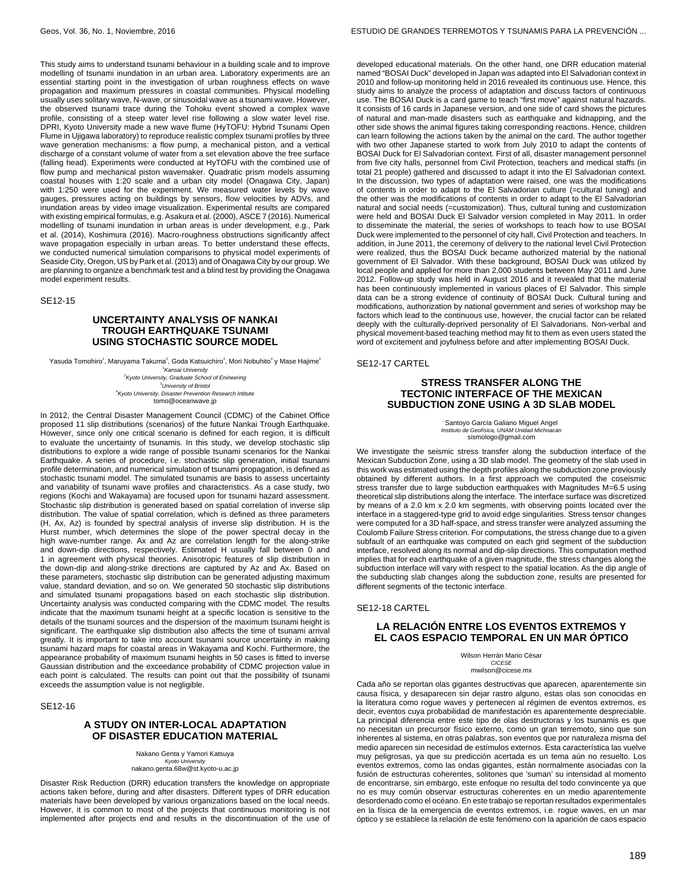This study aims to understand tsunami behaviour in a building scale and to improve modelling of tsunami inundation in an urban area. Laboratory experiments are an essential starting point in the investigation of urban roughness effects on wave propagation and maximum pressures in coastal communities. Physical modelling usually uses solitary wave, N-wave, or sinusoidal wave as a tsunami wave. However, the observed tsunami trace during the Tohoku event showed a complex wave profile, consisting of a steep water level rise following a slow water level rise. DPRI, Kyoto University made a new wave flume (HyTOFU: Hybrid Tsunami Open Flume in Ujigawa laboratory) to reproduce realistic complex tsunami profiles by three wave generation mechanisms: a flow pump, a mechanical piston, and a vertical discharge of a constant volume of water from a set elevation above the free surface (falling head). Experiments were conducted at HyTOFU with the combined use of flow pump and mechanical piston wavemaker. Quadratic prism models assuming coastal houses with 1:20 scale and a urban city model (Onagawa City, Japan) with 1:250 were used for the experiment. We measured water levels by wave gauges, pressures acting on buildings by sensors, flow velocities by ADVs, and inundation areas by video image visualization. Experimental results are compared with existing empirical formulas, e.g. Asakura et al. (2000), ASCE 7 (2016). Numerical modelling of tsunami inundation in urban areas is under development, e.g., Park et al. (2014), Koshimura (2016). Macro-roughness obstructions significantly affect wave propagation especially in urban areas. To better understand these effects, we conducted numerical simulation comparisons to physical model experiments of Seaside City, Oregon, US by Park et al. (2013) and of Onagawa City by our group. We are planning to organize a benchmark test and a blind test by providing the Onagawa model experiment results.

SE12-15

## UNCERTAINTY ANALYSIS OF NANKAI TROUGH EARTHQUAKE TSUNAMI USING STOCHASTIC SOURCE MODEL

Yasuda Tomohiro[1], Maruyama Takuma[2], Goda Katsuichiro[3], Mori Nobuhito[4] y Mase Hajime[4]
[1]*Kansai University*
[2]*Kyoto University, Graduate School of Enineering*
[3]*University of Bristol*
[4]*Kyoto University, Disaster Prevention Research Intitute*
tomo@oceanwave.jp

In 2012, the Central Disaster Management Council (CDMC) of the Cabinet Office proposed 11 slip distributions (scenarios) of the future Nankai Trough Earthquake. However, since only one critical scenario is defined for each region, it is difficult to evaluate the uncertainty of tsunamis. In this study, we develop stochastic slip distributions to explore a wide range of possible tsunami scenarios for the Nankai Earthquake. A series of procedure, i.e. stochastic slip generation, initial tsunami profile determination, and numerical simulation of tsunami propagation, is defined as stochastic tsunami model. The simulated tsunamis are basis to assess uncertainty and variability of tsunami wave profiles and characteristics. As a case study, two regions (Kochi and Wakayama) are focused upon for tsunami hazard assessment. Stochastic slip distribution is generated based on spatial correlation of inverse slip distribution. The value of spatial correlation, which is defined as three parameters (H, Ax, Az) is founded by spectral analysis of inverse slip distribution. H is the Hurst number, which determines the slope of the power spectral decay in the high wave-number range. Ax and Az are correlation length for the along-strike and down-dip directions, respectively. Estimated H usually fall between 0 and 1 in agreement with physical theories. Anisotropic features of slip distribution in the down-dip and along-strike directions are captured by Az and Ax. Based on these parameters, stochastic slip distribution can be generated adjusting maximum value, standard deviation, and so on. We generated 50 stochastic slip distributions and simulated tsunami propagations based on each stochastic slip distribution. Uncertainty analysis was conducted comparing with the CDMC model. The results indicate that the maximum tsunami height at a specific location is sensitive to the details of the tsunami sources and the dispersion of the maximum tsunami height is significant. The earthquake slip distribution also affects the time of tsunami arrival greatly. It is important to take into account tsunami source uncertainty in making tsunami hazard maps for coastal areas in Wakayama and Kochi. Furthermore, the appearance probability of maximum tsunami heights in 50 cases is fitted to inverse Gaussian distribution and the exceedance probability of CDMC projection value in each point is calculated. The results can point out that the possibility of tsunami exceeds the assumption value is not negligible.

SE12-16

## A STUDY ON INTER-LOCAL ADAPTATION OF DISASTER EDUCATION MATERIAL

Nakano Genta y Yamori Katsuya
*Kyoto University*
nakano.genta.68w@st.kyoto-u.ac.jp

Disaster Risk Reduction (DRR) education transfers the knowledge on appropriate actions taken before, during and after disasters. Different types of DRR education materials have been developed by various organizations based on the local needs. However, it is common to most of the projects that continuous monitoring is not implemented after projects end and results in the discontinuation of the use of developed educational materials. On the other hand, one DRR education material named "BOSAI Duck" developed in Japan was adapted into El Salvadorian context in 2010 and follow-up monitoring held in 2016 revealed its continuous use. Hence, this study aims to analyze the process of adaptation and discuss factors of continuous use. The BOSAI Duck is a card game to teach "first move" against natural hazards. It consists of 16 cards in Japanese version, and one side of card shows the pictures of natural and man-made disasters such as earthquake and kidnapping, and the other side shows the animal figures taking corresponding reactions. Hence, children can learn following the actions taken by the animal on the card. The author together with two other Japanese started to work from July 2010 to adapt the contents of BOSAI Duck for El Salvadorian context. First of all, disaster management personnel from five city halls, personnel from Civil Protection, teachers and medical staffs (in total 21 people) gathered and discussed to adapt it into the El Salvadorian context. In the discussion, two types of adaptation were raised, one was the modifications of contents in order to adapt to the El Salvadorian culture (=cultural tuning) and the other was the modifications of contents in order to adapt to the El Salvadorian natural and social needs (=customization). Thus, cultural tuning and customization were held and BOSAI Duck El Salvador version completed in May 2011. In order to disseminate the material, the series of workshops to teach how to use BOSAI Duck were implemented to the personnel of city hall, Civil Protection and teachers. In addition, in June 2011, the ceremony of delivery to the national level Civil Protection were realized, thus the BOSAI Duck became authorized material by the national government of El Salvador. With these background, BOSAI Duck was utilized by local people and applied for more than 2,000 students between May 2011 and June 2012. Follow-up study was held in August 2016 and it revealed that the material has been continuously implemented in various places of El Salvador. This simple data can be a strong evidence of continuity of BOSAI Duck. Cultural tuning and modifications, authorization by national government and series of workshop may be factors which lead to the continuous use, however, the crucial factor can be related deeply with the culturally-deprived personality of El Salvadorians. Non-verbal and physical movement-based teaching method may fit to them as even users stated the word of excitement and joyfulness before and after implementing BOSAI Duck.

SE12-17 CARTEL

## STRESS TRANSFER ALONG THE TECTONIC INTERFACE OF THE MEXICAN SUBDUCTION ZONE USING A 3D SLAB MODEL

Santoyo García Galiano Miguel Angel
*Instituto de Geofísica, UNAM Unidad Michoacán*
sismologo@gmail.com

We investigate the seismic stress transfer along the subduction interface of the Mexican Subduction Zone, using a 3D slab model. The geometry of the slab used in this work was estimated using the depth profiles along the subduction zone previously obtained by different authors. In a first approach we computed the coseismic stress transfer due to large subduction earthquakes with Magnitudes M=6.5 using theoretical slip distributions along the interface. The interface surface was discretized by means of a 2.0 km x 2.0 km segments, with observing points located over the interface in a staggered-type grid to avoid edge singularities. Stress tensor changes were computed for a 3D half-space, and stress transfer were analyzed assuming the Coulomb Failure Stress criterion. For computations, the stress change due to a given subfault of an earthquake was computed on each grid segment of the subduction interface, resolved along its normal and dip-slip directions. This computation method implies that for each earthquake of a given magnitude, the stress changes along the subduction interface will vary with respect to the spatial location. As the dip angle of the subducting slab changes along the subduction zone, results are presented for different segments of the tectonic interface.

SE12-18 CARTEL

## LA RELACIÓN ENTRE LOS EVENTOS EXTREMOS Y EL CAOS ESPACIO TEMPORAL EN UN MAR ÓPTICO

Wilson Herrán Mario César
*CICESE*
mwilson@cicese.mx

Cada año se reportan olas gigantes destructivas que aparecen, aparentemente sin causa física, y desaparecen sin dejar rastro alguno, estas olas son conocidas en la literatura como rogue waves y pertenecen al régimen de eventos extremos, es decir, eventos cuya probabilidad de manifestación es aparentemente despreciable. La principal diferencia entre este tipo de olas destructoras y los tsunamis es que no necesitan un precursor físico externo, como un gran terremoto, sino que son inherentes al sistema, en otras palabras, son eventos que por naturaleza misma del medio aparecen sin necesidad de estímulos externos. Esta característica las vuelve muy peligrosas, ya que su predicción acertada es un tema aún no resuelto. Los eventos extremos, como las ondas gigantes, están normalmente asociadas con la fusión de estructuras coherentes, solitones que 'suman' su intensidad al momento de encontrarse, sin embargo, este enfoque no resulta del todo convincente ya que no es muy común observar estructuras coherentes en un medio aparentemente desordenado como el océano. En este trabajo se reportan resultados experimentales en la física de la emergencia de eventos extremos, i.e. rogue waves, en un mar óptico y se establece la relación de este fenómeno con la aparición de caos espacio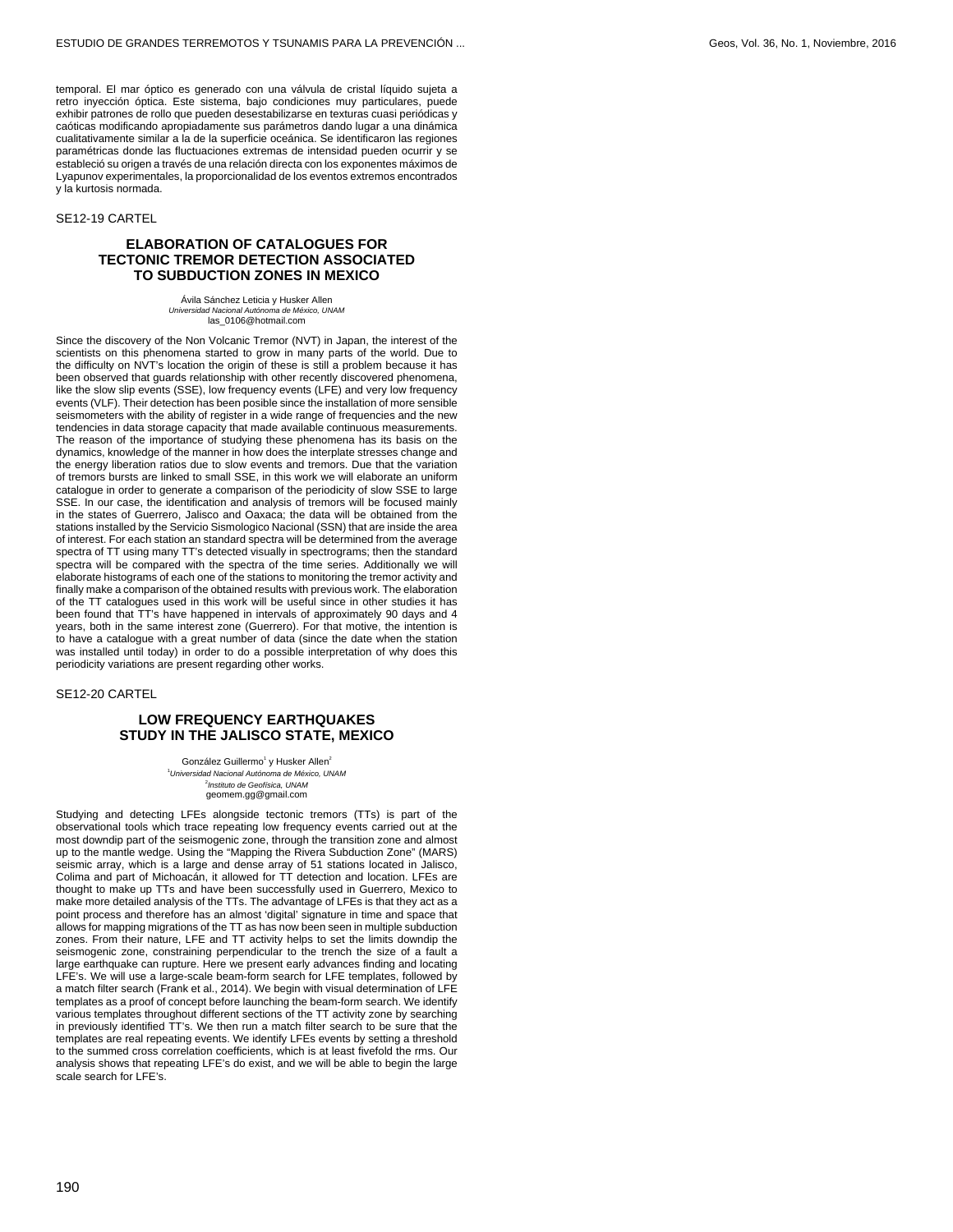temporal. El mar óptico es generado con una válvula de cristal líquido sujeta a retro inyección óptica. Este sistema, bajo condiciones muy particulares, puede exhibir patrones de rollo que pueden desestabilizarse en texturas cuasi periódicas y caóticas modificando apropiadamente sus parámetros dando lugar a una dinámica cualitativamente similar a la de la superficie oceánica. Se identificaron las regiones paramétricas donde las fluctuaciones extremas de intensidad pueden ocurrir y se estableció su origen a través de una relación directa con los exponentes máximos de Lyapunov experimentales, la proporcionalidad de los eventos extremos encontrados y la kurtosis normada.

SE12-19 CARTEL

## ELABORATION OF CATALOGUES FOR TECTONIC TREMOR DETECTION ASSOCIATED TO SUBDUCTION ZONES IN MEXICO

Ávila Sánchez Leticia y Husker Allen
*Universidad Nacional Autónoma de México, UNAM*
las_0106@hotmail.com

Since the discovery of the Non Volcanic Tremor (NVT) in Japan, the interest of the scientists on this phenomena started to grow in many parts of the world. Due to the difficulty on NVT's location the origin of these is still a problem because it has been observed that guards relationship with other recently discovered phenomena, like the slow slip events (SSE), low frequency events (LFE) and very low frequency events (VLF). Their detection has been posible since the installation of more sensible seismometers with the ability of register in a wide range of frequencies and the new tendencies in data storage capacity that made available continuous measurements. The reason of the importance of studying these phenomena has its basis on the dynamics, knowledge of the manner in how does the interplate stresses change and the energy liberation ratios due to slow events and tremors. Due that the variation of tremors bursts are linked to small SSE, in this work we will elaborate an uniform catalogue in order to generate a comparison of the periodicity of slow SSE to large SSE. In our case, the identification and analysis of tremors will be focused mainly in the states of Guerrero, Jalisco and Oaxaca; the data will be obtained from the stations installed by the Servicio Sismologico Nacional (SSN) that are inside the area of interest. For each station an standard spectra will be determined from the average spectra of TT using many TT's detected visually in spectrograms; then the standard spectra will be compared with the spectra of the time series. Additionally we will elaborate histograms of each one of the stations to monitoring the tremor activity and finally make a comparison of the obtained results with previous work. The elaboration of the TT catalogues used in this work will be useful since in other studies it has been found that TT's have happened in intervals of approximately 90 days and 4 years, both in the same interest zone (Guerrero). For that motive, the intention is to have a catalogue with a great number of data (since the date when the station was installed until today) in order to do a possible interpretation of why does this periodicity variations are present regarding other works.

SE12-20 CARTEL

## LOW FREQUENCY EARTHQUAKES STUDY IN THE JALISCO STATE, MEXICO

González Guillermo[1] y Husker Allen[2]
[1]*Universidad Nacional Autónoma de México, UNAM*
[2]*Instituto de Geofísica, UNAM*
geomem.gg@gmail.com

Studying and detecting LFEs alongside tectonic tremors (TTs) is part of the observational tools which trace repeating low frequency events carried out at the most downdip part of the seismogenic zone, through the transition zone and almost up to the mantle wedge. Using the "Mapping the Rivera Subduction Zone" (MARS) seismic array, which is a large and dense array of 51 stations located in Jalisco, Colima and part of Michoacán, it allowed for TT detection and location. LFEs are thought to make up TTs and have been successfully used in Guerrero, Mexico to make more detailed analysis of the TTs. The advantage of LFEs is that they act as a point process and therefore has an almost 'digital' signature in time and space that allows for mapping migrations of the TT as has now been seen in multiple subduction zones. From their nature, LFE and TT activity helps to set the limits downdip the seismogenic zone, constraining perpendicular to the trench the size of a fault a large earthquake can rupture. Here we present early advances finding and locating LFE's. We will use a large-scale beam-form search for LFE templates, followed by a match filter search (Frank et al., 2014). We begin with visual determination of LFE templates as a proof of concept before launching the beam-form search. We identify various templates throughout different sections of the TT activity zone by searching in previously identified TT's. We then run a match filter search to be sure that the templates are real repeating events. We identify LFEs events by setting a threshold to the summed cross correlation coefficients, which is at least fivefold the rms. Our analysis shows that repeating LFE's do exist, and we will be able to begin the large scale search for LFE's.